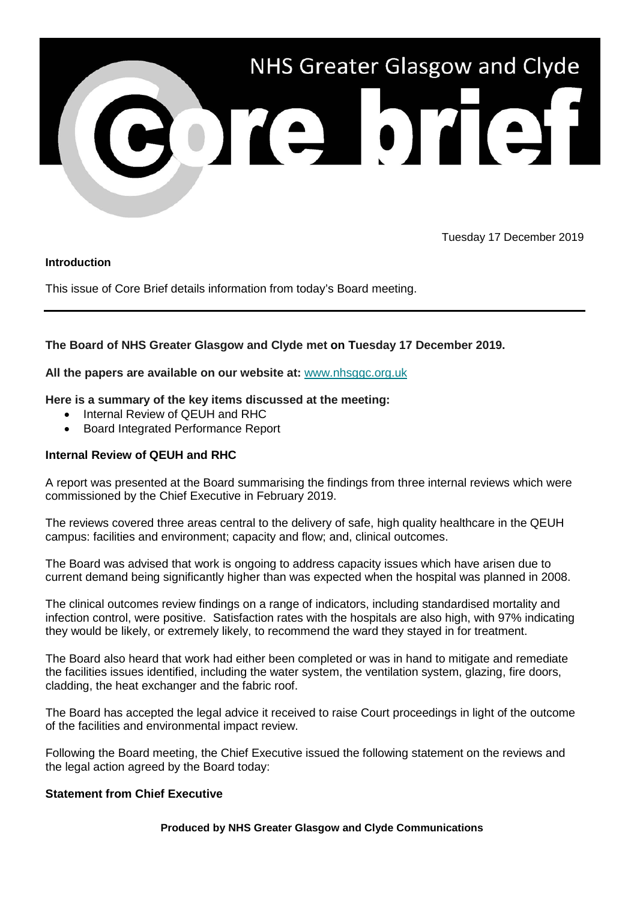# NHS Greater Glasgow and Clyde Core brief

Tuesday 17 December 2019

**Introduction**

This issue of Core Brief details information from today's Board meeting.

---

**The Board of NHS Greater Glasgow and Clyde met on Tuesday 17 December 2019.**

**All the papers are available on our website at:** [www.nhsggc.org.uk](http://www.nhsggc.org.uk)

**Here is a summary of the key items discussed at the meeting:**

- Internal Review of QEUH and RHC
- Board Integrated Performance Report

**Internal Review of QEUH and RHC**

A report was presented at the Board summarising the findings from three internal reviews which were commissioned by the Chief Executive in February 2019.

The reviews covered three areas central to the delivery of safe, high quality healthcare in the QEUH campus: facilities and environment; capacity and flow; and, clinical outcomes.

The Board was advised that work is ongoing to address capacity issues which have arisen due to current demand being significantly higher than was expected when the hospital was planned in 2008.

The clinical outcomes review findings on a range of indicators, including standardised mortality and infection control, were positive. Satisfaction rates with the hospitals are also high, with 97% indicating they would be likely, or extremely likely, to recommend the ward they stayed in for treatment.

The Board also heard that work had either been completed or was in hand to mitigate and remediate the facilities issues identified, including the water system, the ventilation system, glazing, fire doors, cladding, the heat exchanger and the fabric roof.

The Board has accepted the legal advice it received to raise Court proceedings in light of the outcome of the facilities and environmental impact review.

Following the Board meeting, the Chief Executive issued the following statement on the reviews and the legal action agreed by the Board today:

**Statement from Chief Executive**

**Produced by NHS Greater Glasgow and Clyde Communications**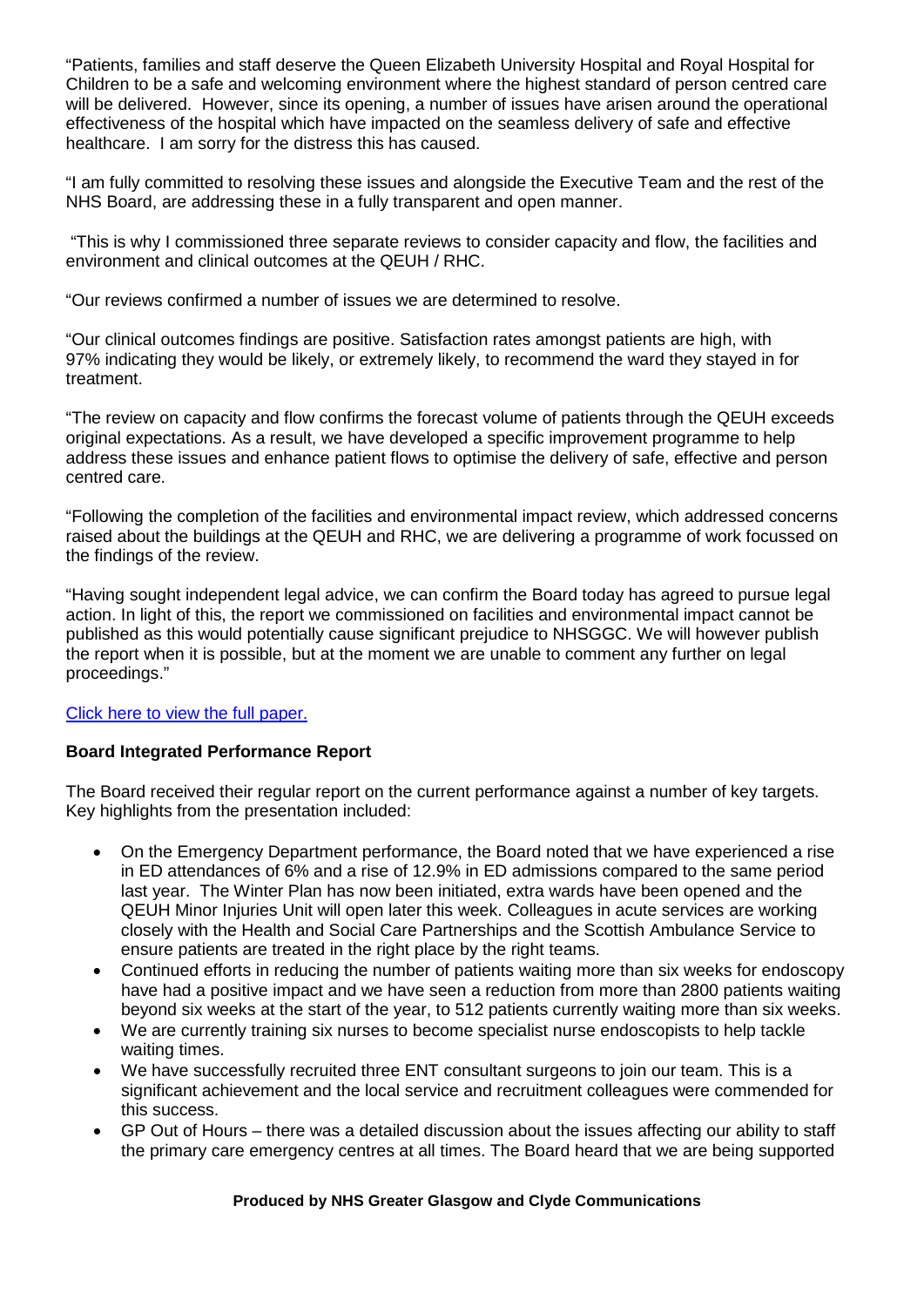"Patients, families and staff deserve the Queen Elizabeth University Hospital and Royal Hospital for Children to be a safe and welcoming environment where the highest standard of person centred care will be delivered. However, since its opening, a number of issues have arisen around the operational effectiveness of the hospital which have impacted on the seamless delivery of safe and effective healthcare. I am sorry for the distress this has caused.

"I am fully committed to resolving these issues and alongside the Executive Team and the rest of the NHS Board, are addressing these in a fully transparent and open manner.

"This is why I commissioned three separate reviews to consider capacity and flow, the facilities and environment and clinical outcomes at the QEUH / RHC.

"Our reviews confirmed a number of issues we are determined to resolve.

"Our clinical outcomes findings are positive. Satisfaction rates amongst patients are high, with 97% indicating they would be likely, or extremely likely, to recommend the ward they stayed in for treatment.

"The review on capacity and flow confirms the forecast volume of patients through the QEUH exceeds original expectations. As a result, we have developed a specific improvement programme to help address these issues and enhance patient flows to optimise the delivery of safe, effective and person centred care.

"Following the completion of the facilities and environmental impact review, which addressed concerns raised about the buildings at the QEUH and RHC, we are delivering a programme of work focussed on the findings of the review.

"Having sought independent legal advice, we can confirm the Board today has agreed to pursue legal action. In light of this, the report we commissioned on facilities and environmental impact cannot be published as this would potentially cause significant prejudice to NHSGGC. We will however publish the report when it is possible, but at the moment we are unable to comment any further on legal proceedings."

Click here to view the full paper.

**Board Integrated Performance Report**

The Board received their regular report on the current performance against a number of key targets. Key highlights from the presentation included:

- On the Emergency Department performance, the Board noted that we have experienced a rise in ED attendances of 6% and a rise of 12.9% in ED admissions compared to the same period last year. The Winter Plan has now been initiated, extra wards have been opened and the QEUH Minor Injuries Unit will open later this week. Colleagues in acute services are working closely with the Health and Social Care Partnerships and the Scottish Ambulance Service to ensure patients are treated in the right place by the right teams.
- Continued efforts in reducing the number of patients waiting more than six weeks for endoscopy have had a positive impact and we have seen a reduction from more than 2800 patients waiting beyond six weeks at the start of the year, to 512 patients currently waiting more than six weeks.
- We are currently training six nurses to become specialist nurse endoscopists to help tackle waiting times.
- We have successfully recruited three ENT consultant surgeons to join our team. This is a significant achievement and the local service and recruitment colleagues were commended for this success.
- GP Out of Hours – there was a detailed discussion about the issues affecting our ability to staff the primary care emergency centres at all times. The Board heard that we are being supported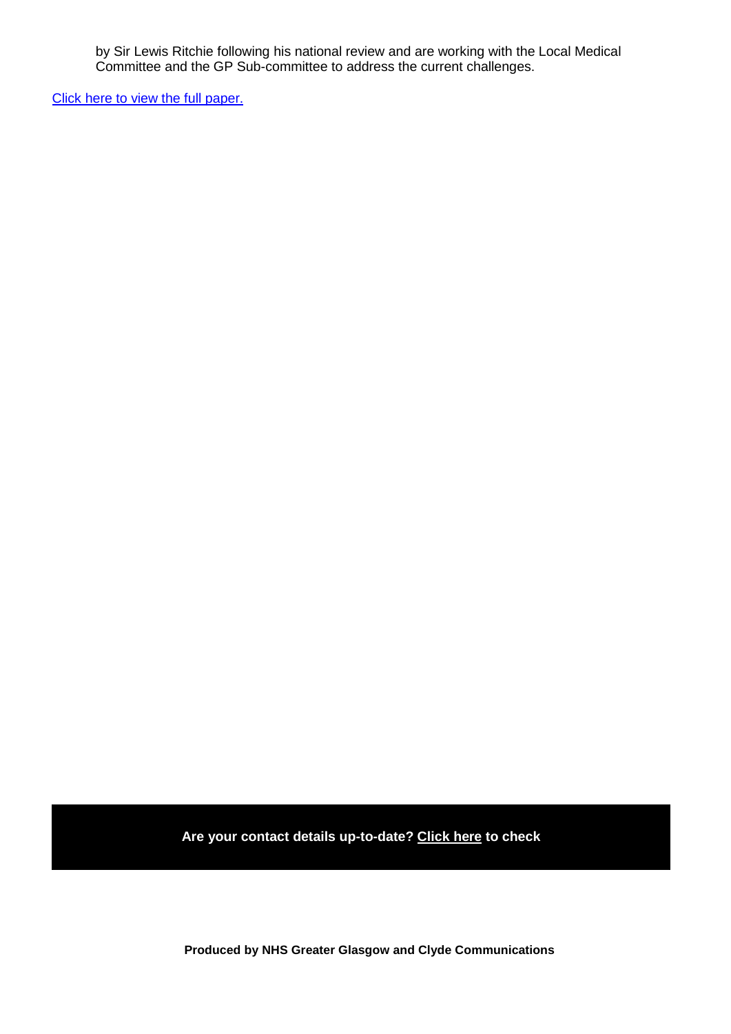by Sir Lewis Ritchie following his national review and are working with the Local Medical Committee and the GP Sub-committee to address the current challenges.

Click here to view the full paper.

**Are your contact details up-to-date? Click here to check**

**Produced by NHS Greater Glasgow and Clyde Communications**